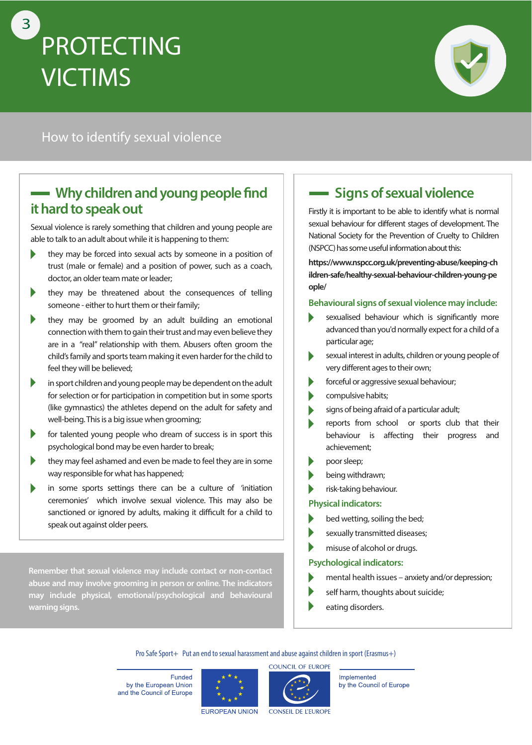# 3 PROTECTING VICTIMS

## How to identify sexual violence

### Why children and young people find it hard to speak out

Sexual violence is rarely something that children and young people are able to talk to an adult about while it is happening to them:

- they may be forced into sexual acts by someone in a position of trust (male or female) and a position of power, such as a coach, doctor, an older team mate or leader;
- they may be threatened about the consequences of telling someone - either to hurt them or their family;
- they may be groomed by an adult building an emotional connection with them to gain their trust and may even believe they are in a "real" relationship with them. Abusers often groom the child's family and sports team making it even harder for the child to feel they will be believed;
- in sport children and young people may be dependent on the adult for selection or for participation in competition but in some sports (like gymnastics) the athletes depend on the adult for safety and well-being. This is a big issue when grooming;
- for talented young people who dream of success is in sport this psychological bond may be even harder to break;
- they may feel ashamed and even be made to feel they are in some way responsible for what has happened;
- in some sports settings there can be a culture of 'initiation ceremonies' which involve sexual violence. This may also be sanctioned or ignored by adults, making it difficult for a child to speak out against older peers.

**Remember that sexual violence may include contact or non-contact abuse and may involve grooming in person or online. The indicators may include physical, emotional/psychological and behavioural warning signs.**

### Signs of sexual violence

Firstly it is important to be able to identify what is normal sexual behaviour for different stages of development. The National Society for the Prevention of Cruelty to Children (NSPCC) has some useful information about this:

**https://www.nspcc.org.uk/preventing-abuse/keeping-children-safe/healthy-sexual-behaviour-children-young-people/**

#### Behavioural signs of sexual violence may include:

- sexualised behaviour which is significantly more advanced than you'd normally expect for a child of a particular age;
- sexual interest in adults, children or young people of very different ages to their own;
- forceful or aggressive sexual behaviour;
- compulsive habits;
- signs of being afraid of a particular adult;
- reports from school or sports club that their behaviour is affecting their progress and achievement;
- poor sleep;
- being withdrawn;
- risk-taking behaviour.

#### Physical indicators:

- bed wetting, soiling the bed;
- sexually transmitted diseases;
- misuse of alcohol or drugs.

#### Psychological indicators:

- mental health issues – anxiety and/or depression;
- self harm, thoughts about suicide;
- eating disorders.

Pro Safe Sport+ Put an end to sexual harassment and abuse against children in sport (Erasmus+)

Funded by the European Union and the Council of Europe

EUROPEAN UNION

COUNCIL OF EUROPE / CONSEIL DE L'EUROPE

Implemented by the Council of Europe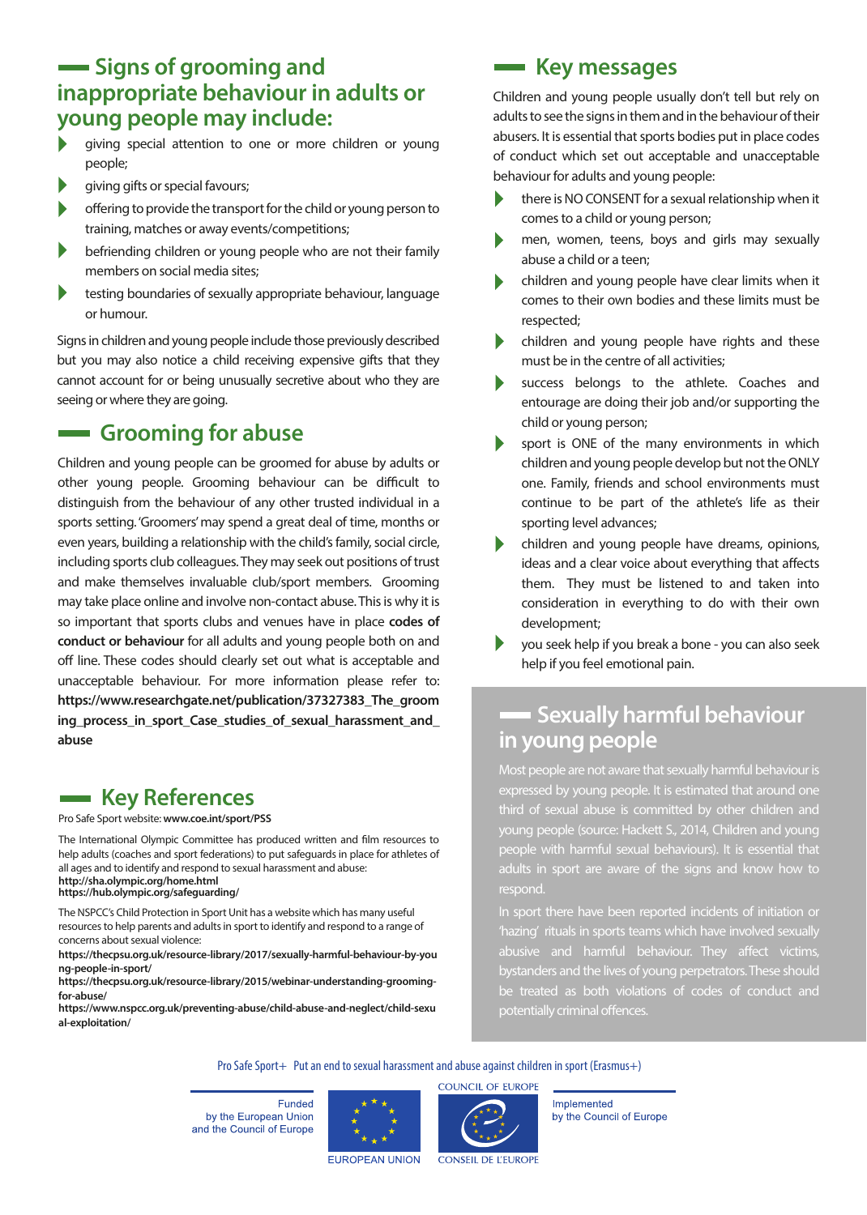## Signs of grooming and inappropriate behaviour in adults or young people may include:

- giving special attention to one or more children or young people;
- giving gifts or special favours;
- offering to provide the transport for the child or young person to training, matches or away events/competitions;
- befriending children or young people who are not their family members on social media sites;
- testing boundaries of sexually appropriate behaviour, language or humour.

Signs in children and young people include those previously described but you may also notice a child receiving expensive gifts that they cannot account for or being unusually secretive about who they are seeing or where they are going.

## Grooming for abuse

Children and young people can be groomed for abuse by adults or other young people. Grooming behaviour can be difficult to distinguish from the behaviour of any other trusted individual in a sports setting. 'Groomers' may spend a great deal of time, months or even years, building a relationship with the child's family, social circle, including sports club colleagues. They may seek out positions of trust and make themselves invaluable club/sport members. Grooming may take place online and involve non-contact abuse. This is why it is so important that sports clubs and venues have in place **codes of conduct or behaviour** for all adults and young people both on and off line. These codes should clearly set out what is acceptable and unacceptable behaviour. For more information please refer to: **https://www.researchgate.net/publication/37327383_The_grooming_process_in_sport_Case_studies_of_sexual_harassment_and_abuse**

## Key References

Pro Safe Sport website: **www.coe.int/sport/PSS**

The International Olympic Committee has produced written and film resources to help adults (coaches and sport federations) to put safeguards in place for athletes of all ages and to identify and respond to sexual harassment and abuse:
**http://sha.olympic.org/home.html**
**https://hub.olympic.org/safeguarding/**

The NSPCC's Child Protection in Sport Unit has a website which has many useful resources to help parents and adults in sport to identify and respond to a range of concerns about sexual violence:
**https://thecpsu.org.uk/resource-library/2017/sexually-harmful-behaviour-by-young-people-in-sport/**
**https://thecpsu.org.uk/resource-library/2015/webinar-understanding-grooming-for-abuse/**
**https://www.nspcc.org.uk/preventing-abuse/child-abuse-and-neglect/child-sexual-exploitation/**

## Key messages

Children and young people usually don't tell but rely on adults to see the signs in them and in the behaviour of their abusers. It is essential that sports bodies put in place codes of conduct which set out acceptable and unacceptable behaviour for adults and young people:

- there is NO CONSENT for a sexual relationship when it comes to a child or young person;
- men, women, teens, boys and girls may sexually abuse a child or a teen;
- children and young people have clear limits when it comes to their own bodies and these limits must be respected;
- children and young people have rights and these must be in the centre of all activities;
- success belongs to the athlete. Coaches and entourage are doing their job and/or supporting the child or young person;
- sport is ONE of the many environments in which children and young people develop but not the ONLY one. Family, friends and school environments must continue to be part of the athlete's life as their sporting level advances;
- children and young people have dreams, opinions, ideas and a clear voice about everything that affects them. They must be listened to and taken into consideration in everything to do with their own development;
- you seek help if you break a bone - you can also seek help if you feel emotional pain.

## Sexually harmful behaviour in young people

Most people are not aware that sexually harmful behaviour is expressed by young people. It is estimated that around one third of sexual abuse is committed by other children and young people (source: Hackett S., 2014, Children and young people with harmful sexual behaviours). It is essential that adults in sport are aware of the signs and know how to respond.

In sport there have been reported incidents of initiation or 'hazing' rituals in sports teams which have involved sexually abusive and harmful behaviour. They affect victims, bystanders and the lives of young perpetrators. These should be treated as both violations of codes of conduct and potentially criminal offences.

Pro Safe Sport+ Put an end to sexual harassment and abuse against children in sport (Erasmus+)

Funded by the European Union and the Council of Europe

EUROPEAN UNION

COUNCIL OF EUROPE
CONSEIL DE L'EUROPE

Implemented by the Council of Europe